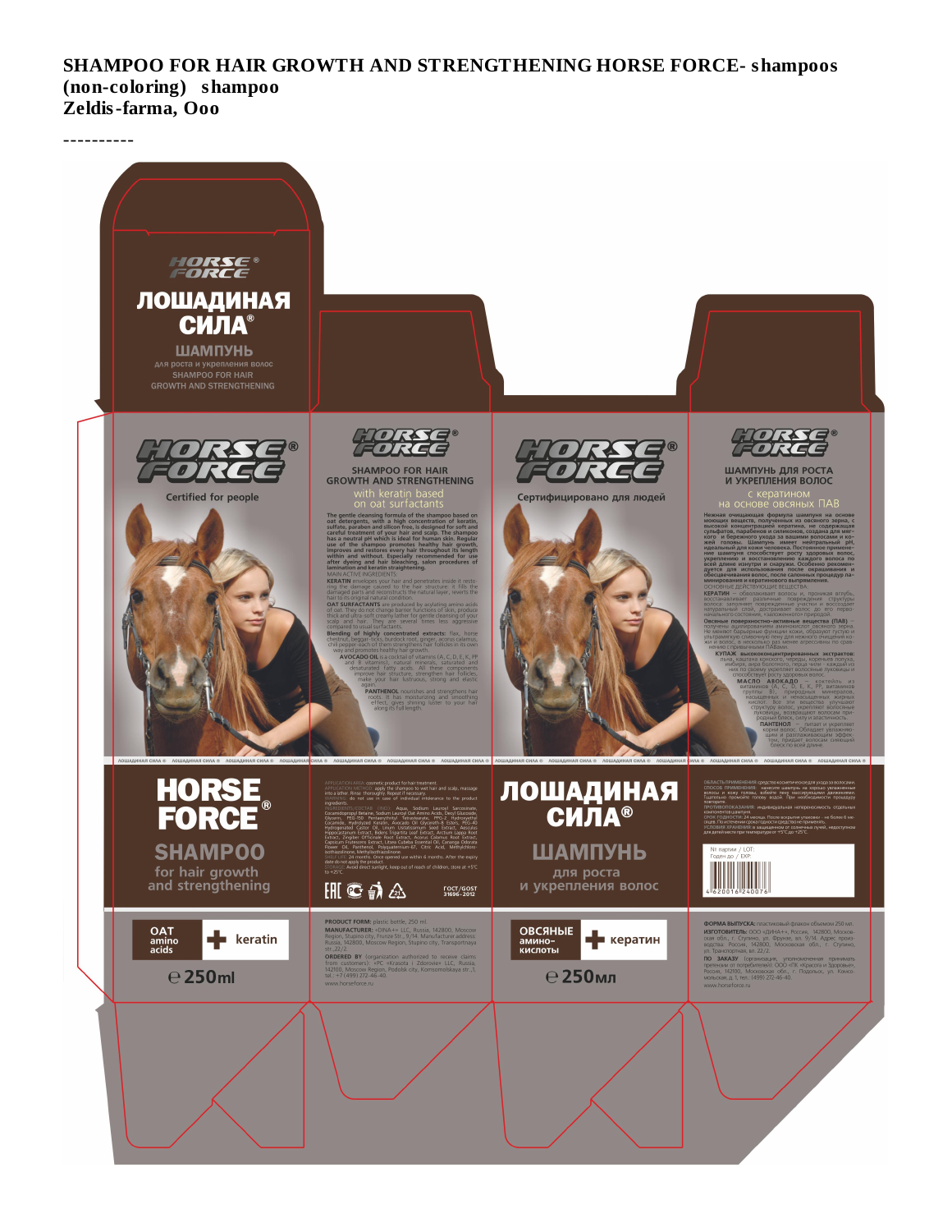# SHAMPOO FOR HAIR GROWTH AND STRENGTHENING HORSE FORCE- shampoos (non-coloring) shampoo
Zeldis-farma, Ooo

----------

HORSE FORCE®

ЛОШАДИНАЯ СИЛА®

ШАМПУНЬ

для роста и укрепления волос

SHAMPOO FOR HAIR GROWTH AND STRENGTHENING

HORSE FORCE®

Certified for people

HORSE FORCE®

SHAMPOO FOR HAIR GROWTH AND STRENGTHENING

with keratin based on oat surfactants

The gentle cleansing formula of the shampoo based on oat detergents, with a high concentration of keratin, sulfate, paraben and silicon free, is designed for soft and careful treatment of your hair and scalp. The shampoo has a neutral pH which is ideal for human skin. Regular use of the shampoo promotes healthy hair growth, improves and restores every hair throughout its length within and without. Especially recommended for use after dyeing and hair bleaching, salon procedures of lamination and keratin straightening.

MAIN ACTIVE INGREDIENTS:

KERATIN envelopes your hair and penetrates inside it restoring the damage caused to the hair structure. It fills the damaged parts and reconstructs the natural layer, reverts the hair to its original natural condition.

OAT SURFACTANTS are produced by acylating amino acids of oat. They do not change barrier functions of skin, produce thick and ultra-soft creamy lather for gentle cleansing of your scalp and hair. They are several times less aggressive compared to usual surfactants.

Blending of highly concentrated extracts: flax, horse chestnut, beggar-ticks, burdock root, ginger, acorus calamus, chili pepper -each of them strengthens hair follicles in its own way and promotes healthy hair growth.

AVOCADO OIL is a cocktail of vitamins (A, C, D, E, K, PP and B vitamins), natural minerals, saturated and desaturated fatty acids. All these components improve hair structure, strengthen hair follicles, make your hair lustrous, strong and elastic again.

PANTHENOL nourishes and strengthens hair roots. It has moisturizing and smoothing effect, gives shining luster to your hair along its full length.

HORSE FORCE®

Сертифицировано для людей

HORSE FORCE®

ШАМПУНЬ ДЛЯ РОСТА И УКРЕПЛЕНИЯ ВОЛОС

с кератином на основе овсяных ПАВ

Нежная очищающая формула шампуня на основе моющих веществ, полученных из овсяного зерна, с высокой концентрацией кератина, не содержащая сульфатов, парабенов и силиконов, создана для мягкого и бережного ухода за вашими волосами и кожей головы. Шампунь имеет нейтральный pH, идеальный для кожи человека. Постоянное применение шампуня способствует росту здоровых волос, укреплению и восстановлению каждого волоса по всей длине изнутри и снаружи. Особенно рекомендуется для использования после окрашивания и обесцвечивания волос, после салонных процедур ламинирования и кератинового выпрямления.

ОСНОВНЫЕ ДЕЙСТВУЮЩИЕ ВЕЩЕСТВА:

КЕРАТИН – обволакивает волосы и, проникая вглубь, восстанавливает различные повреждения структуры волоса: заполняет поврежденные участки и воссоздает натуральный слой, возвращает волосу его первоначальное состояние, «заложенное» природой.

Овсяные поверхностно-активные вещества (ПАВ) – получены ацилированием аминокислот овсяного зерна. Не меняют барьерную функцию кожи, образуют густую и ультрамягкую сливочную пену для нежного очищения кожи и волос, в несколько раз менее агрессивны по сравнению с привычными ПАВами.

КУПАЖ высококонцентрированных экстрактов: льна, каштана конского, череды, корней лопуха, имбиря, аира болотного, перца чили - каждый из них по-своему укрепляет волосяные луковицы и способствует росту здоровых волос.

МАСЛО АВОКАДО – коктейль из витаминов (A, C, D, E, K, PP, витаминов группы B), природных минералов, насыщенных и ненасыщенных жирных кислот. Все эти вещества улучшают структуру волос, укрепляют волосяные луковицы, возвращают волосам природный блеск, силу и эластичность.

ПАНТЕНОЛ – питает и укрепляет корни волос. Обладает увлажняющим и разглаживающим эффектом, придает волосам сияющий блеск по всей длине.

ЛОШАДИНАЯ СИЛА ® ЛОШАДИНАЯ СИЛА ® ЛОШАДИНАЯ СИЛА ® ЛОШАДИНАЯ СИЛА ®

HORSE FORCE®

SHAMPOO

for hair growth and strengthening

APPLICATION AREA: cosmetic product for hair treatment.

APPLICATION METHOD: apply the shampoo to wet hair and scalp, massage into a lather. Rinse thoroughly. Repeat if necessary.

WARNING: do not use in case of individual intolerance to the product ingredients.

INGREDIENTS/СОСТАВ (INCI): Aqua, Sodium Lauroyl Sarcosinate, Cocamidopropyl Betaine, Sodium Lauroyl Oat Amino Acids, Decyl Glucoside, Glycerin, PEG-150 Pentaerythrityl Tetrastearate, PPG-2 Hydroxyethyl Cocamide, Hydrolyzed Keratin, Avocado Oil Glycereth-8 Esters, PEG-40 Hydrogenated Castor Oil, Linum Usitatissimum Seed Extract, Aesculus Hippocastanum Extract, Bidens Tripartita Leaf Extract, Arctium Lappa Root Extract, Zingiber Officinale Root Extract, Acorus Calamus Root Extract, Capsicum Frutescens Extract, Litsea Cubeba Essential Oil, Cananga Odorata Flower Oil, Panthenol, Polyquaternium-67, Citric Acid, Methylchloroisothiazolinone, Methylisothiazolinone.

SHELF LIFE: 24 months. Once opened use within 6 months. After the expiry date do not apply the product.

STORAGE: Avoid direct sunlight, keep out of reach of children, store at +5°C to +25°C.

ГОСТ/GOST 31696-2012

ЛОШАДИНАЯ СИЛА®

ШАМПУНЬ

для роста и укрепления волос

ОБЛАСТЬ ПРИМЕНЕНИЯ: средство косметическое для ухода за волосами.

СПОСОБ ПРИМЕНЕНИЯ: нанесите шампунь на хорошо увлажненные волосы и кожу головы, вспеньте легкими массирующими движениями. Тщательно промойте голову водой. При необходимости процедуру повторите.

ПРОТИВОПОКАЗАНИЯ: индивидуальная непереносимость отдельных компонентов шампуня.

СРОК ГОДНОСТИ: 24 месяца. После вскрытия упаковки - не более 6 месяцев. По истечении срока годности средство не применять.

УСЛОВИЯ ХРАНЕНИЯ: в защищенном от солнечных лучей, недоступном для детей месте при температуре от +5°C до +25°C.

№ партии / LOT:

Годен до / EXP:

4620016240076

OAT amino acids + keratin

℮ 250ml

PRODUCT FORM: plastic bottle, 250 ml

MANUFACTURER: «DINA+» LLC, Russia, 142800, Moscow Region, Stupino city, Frunze Str., 9/14. Manufacturer address: Russia, 142800, Moscow Region, Stupino city, Transportnaya str., 22/2.

ORDERED BY (organization authorized to receive claims from customers): «PC «Krasota i Zdorovie» LLC, Russia, 142100, Moscow Region, Podolsk city, Komsomolskaya str.,1, tel.: +7 (499) 272-46-40.

www.horseforce.ru

ОВСЯНЫЕ амино-кислоты + кератин

℮ 250мл

ФОРМА ВЫПУСКА: пластиковый флакон объемом 250 мл.

ИЗГОТОВИТЕЛЬ: ООО «ДИНА+», Россия, 142800, Московская обл., г. Ступино, ул. Фрунзе, вл. 9/14. Адрес производства: Россия, 142800, Московская обл., г. Ступино, ул. Транспортная, вл. 22/2.

ПО ЗАКАЗУ (организация, уполномоченная принимать претензии от потребителей): ООО «ПК «Красота и Здоровье», Россия, 142100, Московская обл., г. Подольск, ул. Комсомольская, д. 1, тел.: (499) 272-46-40.

www.horseforce.ru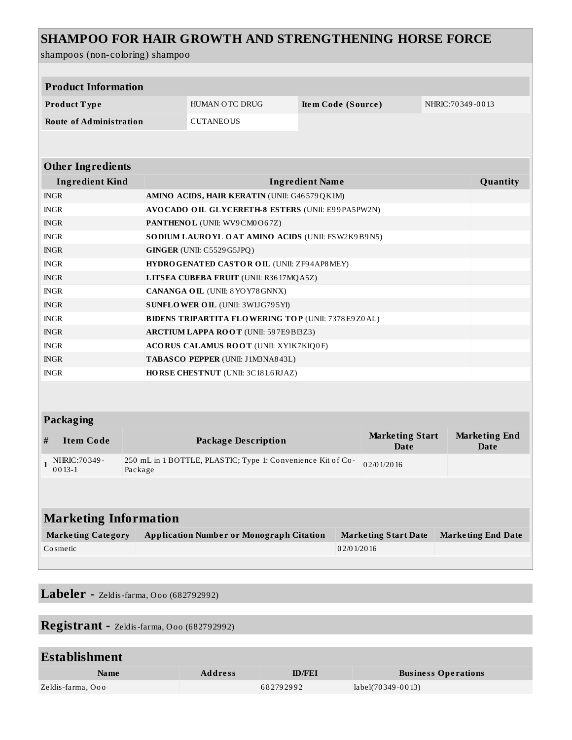# SHAMPOO FOR HAIR GROWTH AND STRENGTHENING HORSE FORCE

shampoos (non-coloring) shampoo

| Product Information | | | |
|---|---|---|---|
| **Product Type** | HUMAN OTC DRUG | **Item Code (Source)** | NHRIC:70349-0013 |
| **Route of Administration** | CUTANEOUS | | |

| Other Ingredients | | |
|---|---|---|
| **Ingredient Kind** | **Ingredient Name** | **Quantity** |
| INGR | **AMINO ACIDS, HAIR KERATIN** (UNII: G46579QK1M) | |
| INGR | **AVOCADO OIL GLYCERETH-8 ESTERS** (UNII: E99PA5PW2N) | |
| INGR | **PANTHENOL** (UNII: WV9CM0O67Z) | |
| INGR | **SODIUM LAUROYL OAT AMINO ACIDS** (UNII: FSW2K9B9N5) | |
| INGR | **GINGER** (UNII: C5529G5JPQ) | |
| INGR | **HYDROGENATED CASTOR OIL** (UNII: ZF94AP8MEY) | |
| INGR | **LITSEA CUBEBA FRUIT** (UNII: R3617MQA5Z) | |
| INGR | **CANANGA OIL** (UNII: 8YOY78GNNX) | |
| INGR | **SUNFLOWER OIL** (UNII: 3W1JG795YI) | |
| INGR | **BIDENS TRIPARTITA FLOWERING TOP** (UNII: 7378E9Z0AL) | |
| INGR | **ARCTIUM LAPPA ROOT** (UNII: 597E9BI3Z3) | |
| INGR | **ACORUS CALAMUS ROOT** (UNII: XY1K7KIQ0F) | |
| INGR | **TABASCO PEPPER** (UNII: J1M3NA843L) | |
| INGR | **HORSE CHESTNUT** (UNII: 3C18L6RJAZ) | |

| Packaging | | | | |
|---|---|---|---|---|
| **#** | **Item Code** | **Package Description** | **Marketing Start Date** | **Marketing End Date** |
| **1** | NHRIC:70349-0013-1 | 250 mL in 1 BOTTLE, PLASTIC; Type 1: Convenience Kit of Co-Package | 02/01/2016 | |

| Marketing Information | | | |
|---|---|---|---|
| **Marketing Category** | **Application Number or Monograph Citation** | **Marketing Start Date** | **Marketing End Date** |
| Cosmetic | | 02/01/2016 | |

## Labeler - Zeldis-farma, Ooo (682792992)

## Registrant - Zeldis-farma, Ooo (682792992)

| Establishment | | | |
|---|---|---|---|
| **Name** | **Address** | **ID/FEI** | **Business Operations** |
| Zeldis-farma, Ooo | | 682792992 | label(70349-0013) |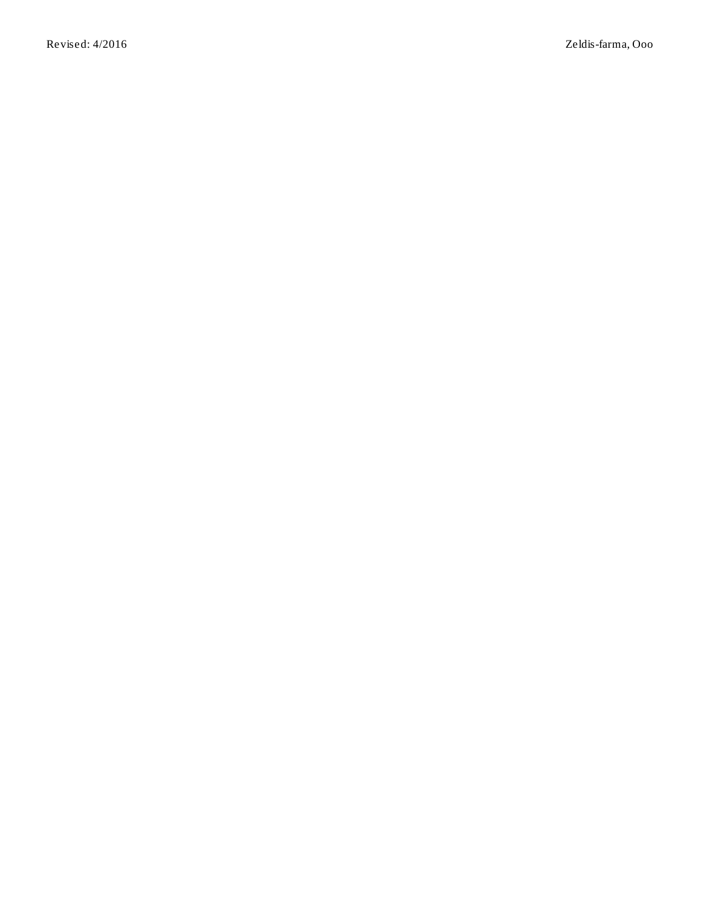Revised: 4/2016

Zeldis-farma, Ooo